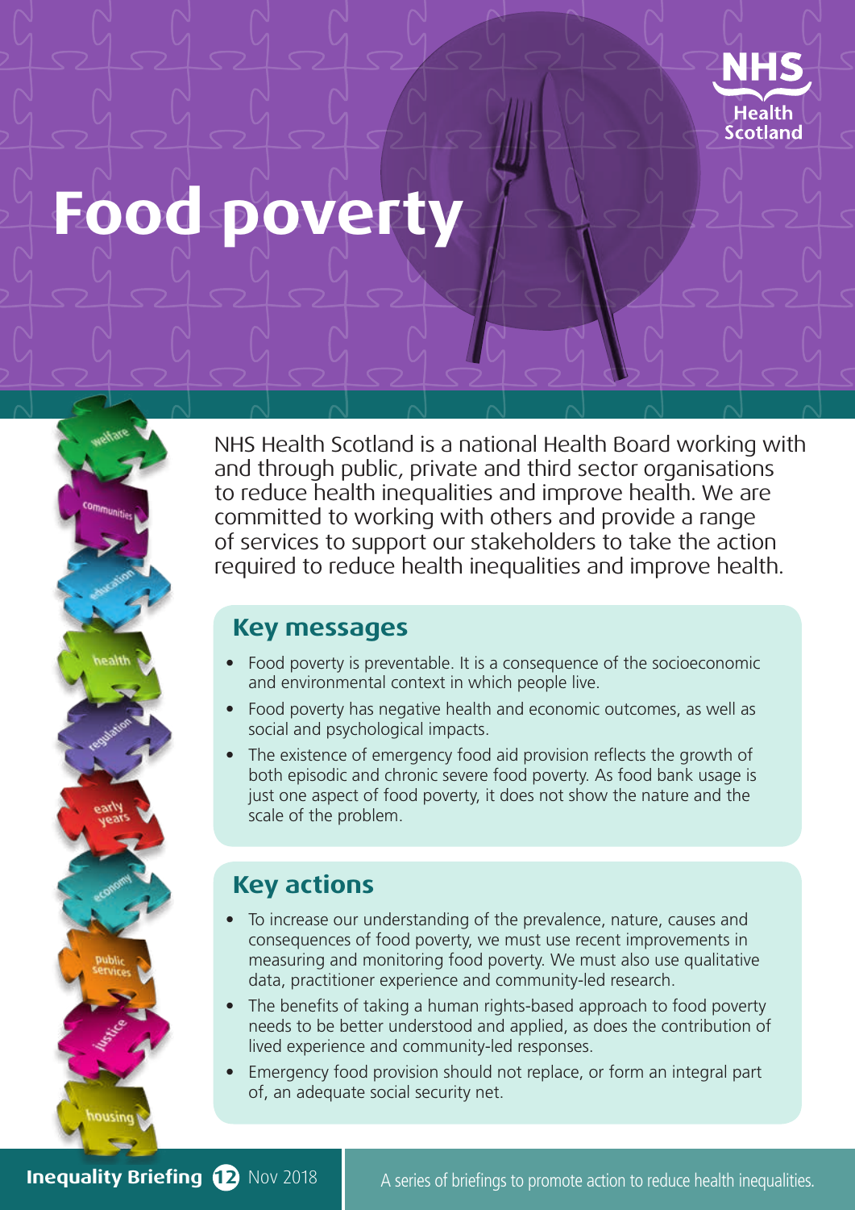NHS Health Scotland

# Food poverty

NHS Health Scotland is a national Health Board working with and through public, private and third sector organisations to reduce health inequalities and improve health. We are committed to working with others and provide a range of services to support our stakeholders to take the action required to reduce health inequalities and improve health.

## Key messages

- Food poverty is preventable. It is a consequence of the socioeconomic and environmental context in which people live.
- Food poverty has negative health and economic outcomes, as well as social and psychological impacts.
- The existence of emergency food aid provision reflects the growth of both episodic and chronic severe food poverty. As food bank usage is just one aspect of food poverty, it does not show the nature and the scale of the problem.

## Key actions

- To increase our understanding of the prevalence, nature, causes and consequences of food poverty, we must use recent improvements in measuring and monitoring food poverty. We must also use qualitative data, practitioner experience and community-led research.
- The benefits of taking a human rights-based approach to food poverty needs to be better understood and applied, as does the contribution of lived experience and community-led responses.
- Emergency food provision should not replace, or form an integral part of, an adequate social security net.

**Inequality Briefing 12** Nov 2018

A series of briefings to promote action to reduce health inequalities.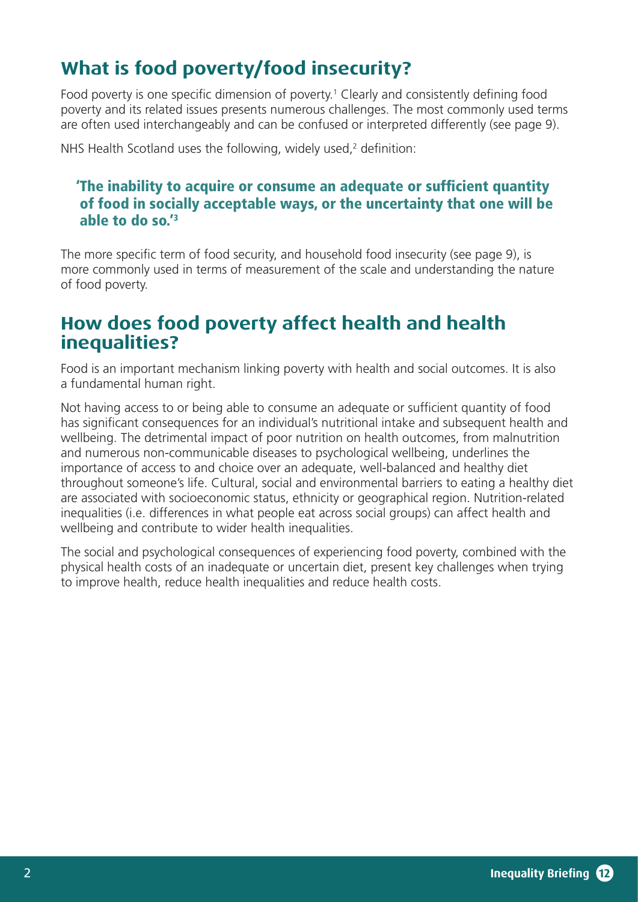## What is food poverty/food insecurity?

Food poverty is one specific dimension of poverty.[1] Clearly and consistently defining food poverty and its related issues presents numerous challenges. The most commonly used terms are often used interchangeably and can be confused or interpreted differently (see page 9).

NHS Health Scotland uses the following, widely used,[2] definition:

> **'The inability to acquire or consume an adequate or sufficient quantity of food in socially acceptable ways, or the uncertainty that one will be able to do so.'[3]**

The more specific term of food security, and household food insecurity (see page 9), is more commonly used in terms of measurement of the scale and understanding the nature of food poverty.

## How does food poverty affect health and health inequalities?

Food is an important mechanism linking poverty with health and social outcomes. It is also a fundamental human right.

Not having access to or being able to consume an adequate or sufficient quantity of food has significant consequences for an individual's nutritional intake and subsequent health and wellbeing. The detrimental impact of poor nutrition on health outcomes, from malnutrition and numerous non-communicable diseases to psychological wellbeing, underlines the importance of access to and choice over an adequate, well-balanced and healthy diet throughout someone's life. Cultural, social and environmental barriers to eating a healthy diet are associated with socioeconomic status, ethnicity or geographical region. Nutrition-related inequalities (i.e. differences in what people eat across social groups) can affect health and wellbeing and contribute to wider health inequalities.

The social and psychological consequences of experiencing food poverty, combined with the physical health costs of an inadequate or uncertain diet, present key challenges when trying to improve health, reduce health inequalities and reduce health costs.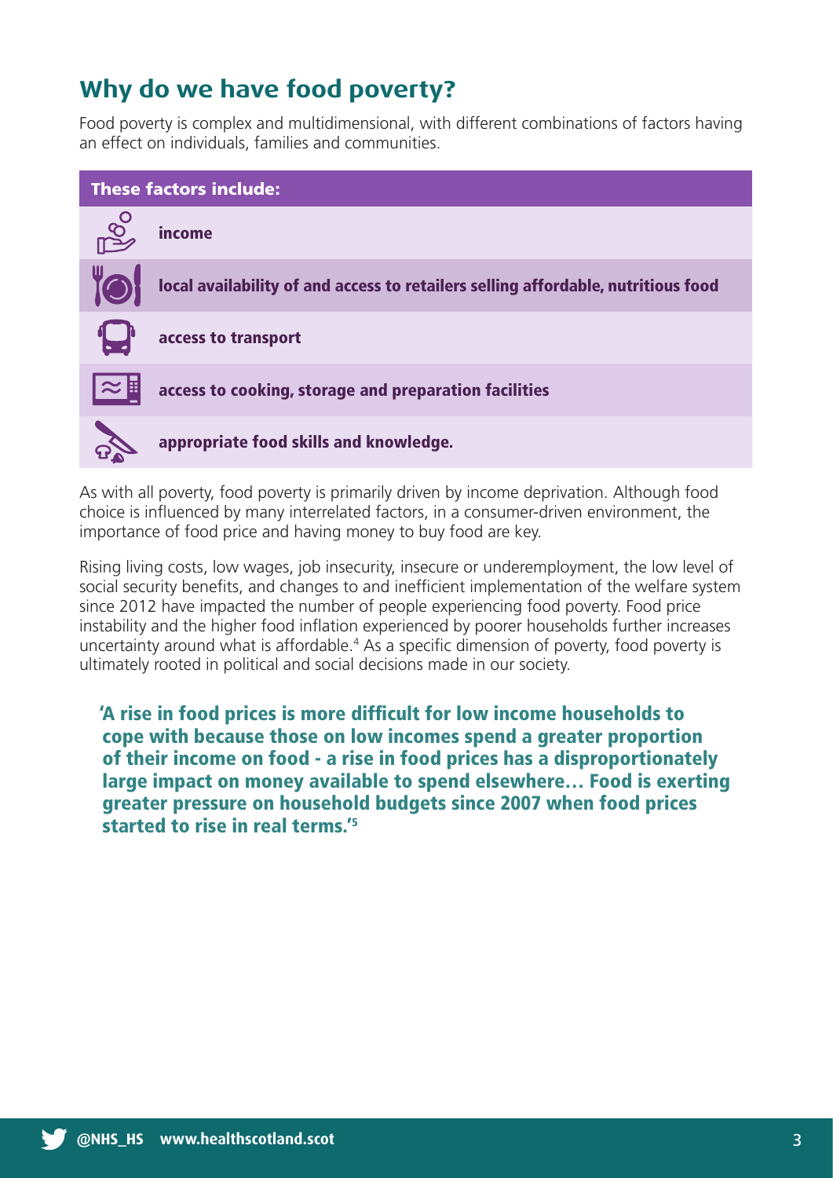## Why do we have food poverty?

Food poverty is complex and multidimensional, with different combinations of factors having an effect on individuals, families and communities.

**These factors include:**

- **income**
- **local availability of and access to retailers selling affordable, nutritious food**
- **access to transport**
- **access to cooking, storage and preparation facilities**
- **appropriate food skills and knowledge.**

As with all poverty, food poverty is primarily driven by income deprivation. Although food choice is influenced by many interrelated factors, in a consumer-driven environment, the importance of food price and having money to buy food are key.

Rising living costs, low wages, job insecurity, insecure or underemployment, the low level of social security benefits, and changes to and inefficient implementation of the welfare system since 2012 have impacted the number of people experiencing food poverty. Food price instability and the higher food inflation experienced by poorer households further increases uncertainty around what is affordable.[4] As a specific dimension of poverty, food poverty is ultimately rooted in political and social decisions made in our society.

> **'A rise in food prices is more difficult for low income households to cope with because those on low incomes spend a greater proportion of their income on food - a rise in food prices has a disproportionately large impact on money available to spend elsewhere… Food is exerting greater pressure on household budgets since 2007 when food prices started to rise in real terms.'[5]**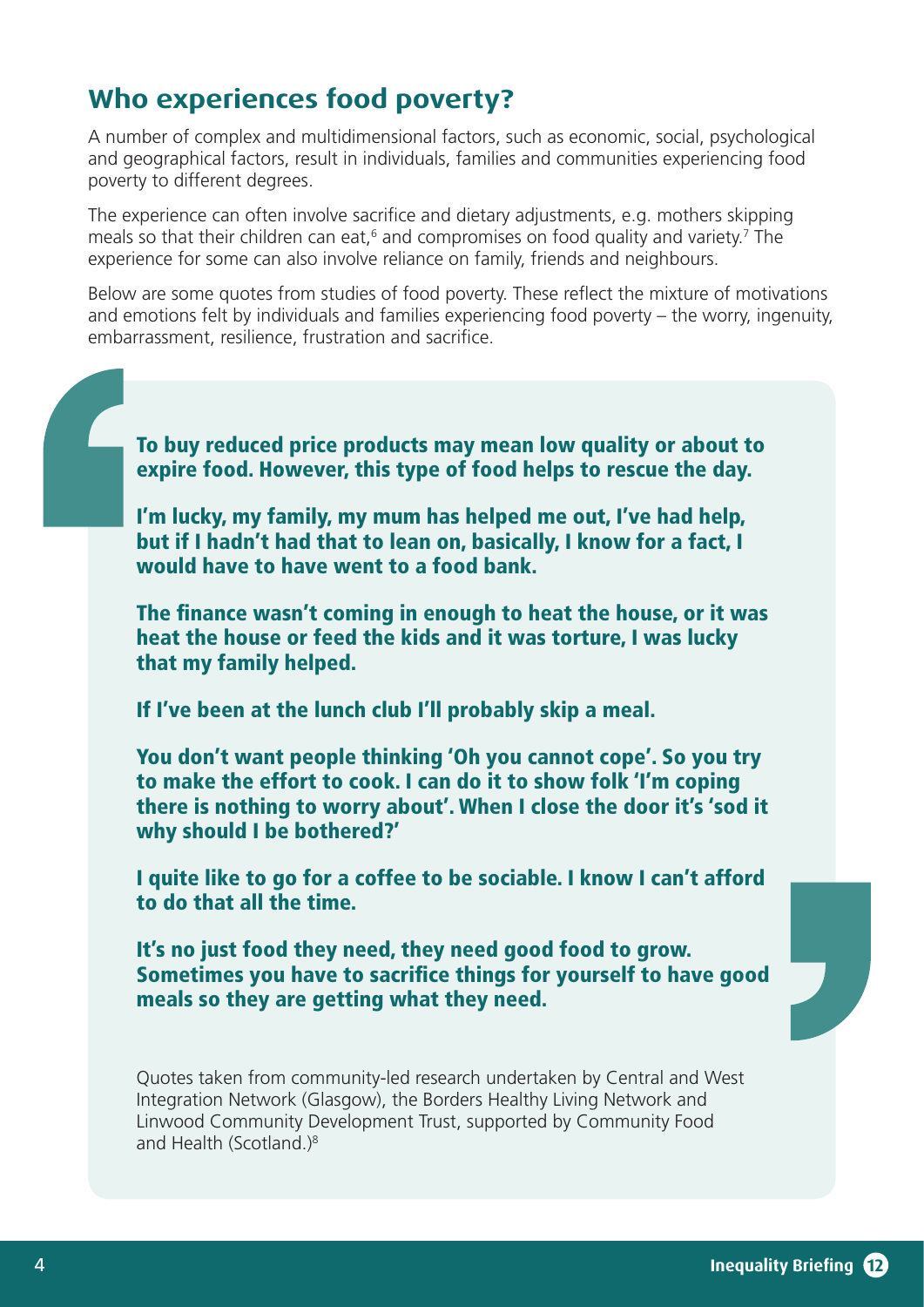## Who experiences food poverty?

A number of complex and multidimensional factors, such as economic, social, psychological and geographical factors, result in individuals, families and communities experiencing food poverty to different degrees.

The experience can often involve sacrifice and dietary adjustments, e.g. mothers skipping meals so that their children can eat,[6] and compromises on food quality and variety.[7] The experience for some can also involve reliance on family, friends and neighbours.

Below are some quotes from studies of food poverty. These reflect the mixture of motivations and emotions felt by individuals and families experiencing food poverty – the worry, ingenuity, embarrassment, resilience, frustration and sacrifice.

**To buy reduced price products may mean low quality or about to expire food. However, this type of food helps to rescue the day.**

**I'm lucky, my family, my mum has helped me out, I've had help, but if I hadn't had that to lean on, basically, I know for a fact, I would have to have went to a food bank.**

**The finance wasn't coming in enough to heat the house, or it was heat the house or feed the kids and it was torture, I was lucky that my family helped.**

**If I've been at the lunch club I'll probably skip a meal.**

**You don't want people thinking 'Oh you cannot cope'. So you try to make the effort to cook. I can do it to show folk 'I'm coping there is nothing to worry about'. When I close the door it's 'sod it why should I be bothered?'**

**I quite like to go for a coffee to be sociable. I know I can't afford to do that all the time.**

**It's no just food they need, they need good food to grow. Sometimes you have to sacrifice things for yourself to have good meals so they are getting what they need.**

Quotes taken from community-led research undertaken by Central and West Integration Network (Glasgow), the Borders Healthy Living Network and Linwood Community Development Trust, supported by Community Food and Health (Scotland.)[8]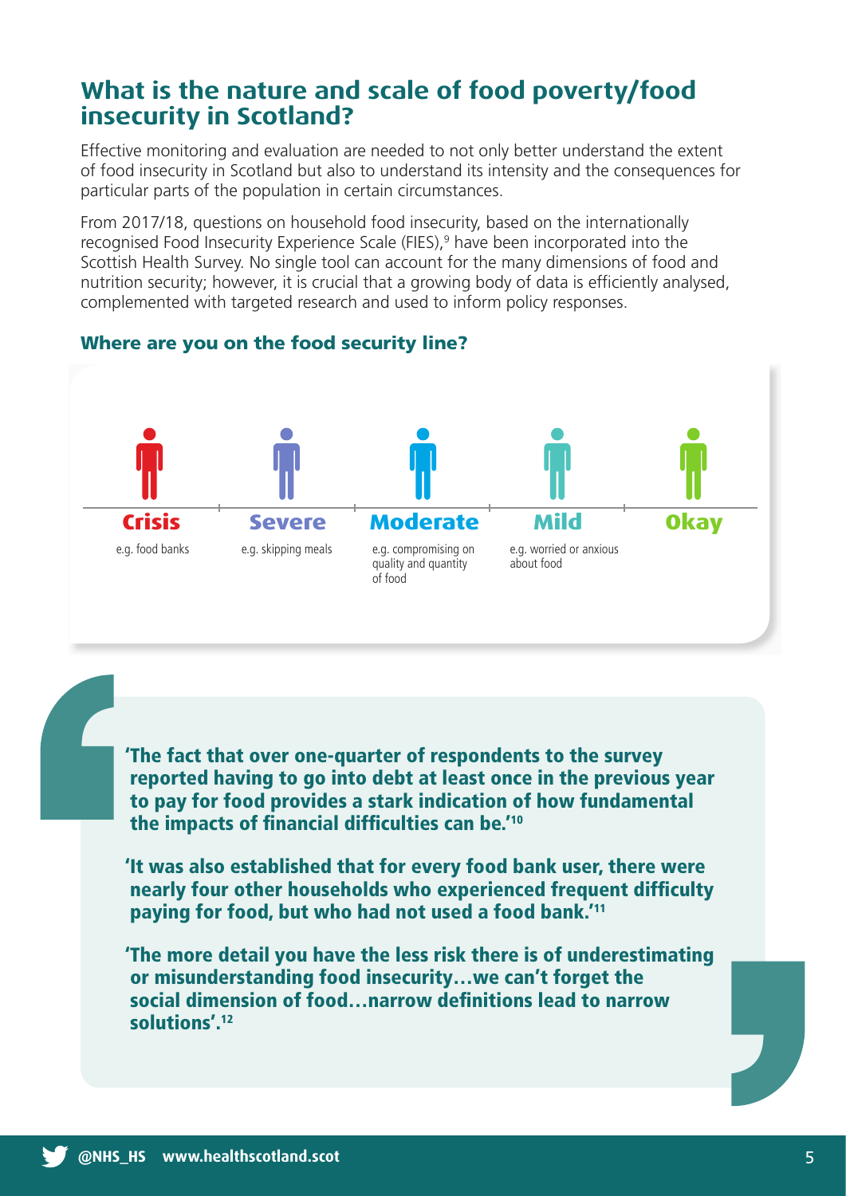## What is the nature and scale of food poverty/food insecurity in Scotland?

Effective monitoring and evaluation are needed to not only better understand the extent of food insecurity in Scotland but also to understand its intensity and the consequences for particular parts of the population in certain circumstances.

From 2017/18, questions on household food insecurity, based on the internationally recognised Food Insecurity Experience Scale (FIES),[9] have been incorporated into the Scottish Health Survey. No single tool can account for the many dimensions of food and nutrition security; however, it is crucial that a growing body of data is efficiently analysed, complemented with targeted research and used to inform policy responses.

### Where are you on the food security line?

| Crisis | Severe | Moderate | Mild | Okay |
| --- | --- | --- | --- | --- |
| e.g. food banks | e.g. skipping meals | e.g. compromising on quality and quantity of food | e.g. worried or anxious about food | |

**'The fact that over one-quarter of respondents to the survey reported having to go into debt at least once in the previous year to pay for food provides a stark indication of how fundamental the impacts of financial difficulties can be.'[10]**

**'It was also established that for every food bank user, there were nearly four other households who experienced frequent difficulty paying for food, but who had not used a food bank.'[11]**

**'The more detail you have the less risk there is of underestimating or misunderstanding food insecurity…we can't forget the social dimension of food…narrow definitions lead to narrow solutions'.[12]**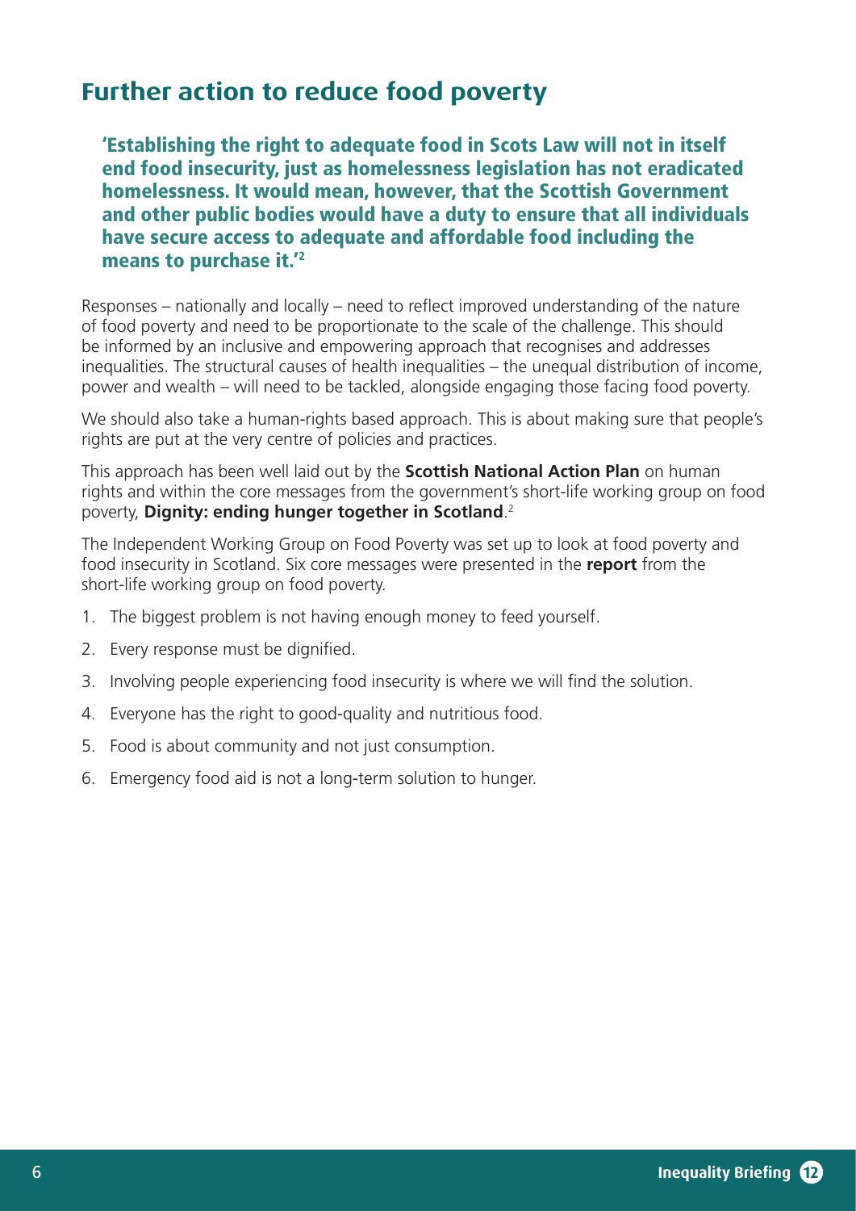## Further action to reduce food poverty

**'Establishing the right to adequate food in Scots Law will not in itself end food insecurity, just as homelessness legislation has not eradicated homelessness. It would mean, however, that the Scottish Government and other public bodies would have a duty to ensure that all individuals have secure access to adequate and affordable food including the means to purchase it.'[2]**

Responses – nationally and locally – need to reflect improved understanding of the nature of food poverty and need to be proportionate to the scale of the challenge. This should be informed by an inclusive and empowering approach that recognises and addresses inequalities. The structural causes of health inequalities – the unequal distribution of income, power and wealth – will need to be tackled, alongside engaging those facing food poverty.

We should also take a human-rights based approach. This is about making sure that people's rights are put at the very centre of policies and practices.

This approach has been well laid out by the **Scottish National Action Plan** on human rights and within the core messages from the government's short-life working group on food poverty, **Dignity: ending hunger together in Scotland**.[2]

The Independent Working Group on Food Poverty was set up to look at food poverty and food insecurity in Scotland. Six core messages were presented in the **report** from the short-life working group on food poverty.

1. The biggest problem is not having enough money to feed yourself.
2. Every response must be dignified.
3. Involving people experiencing food insecurity is where we will find the solution.
4. Everyone has the right to good-quality and nutritious food.
5. Food is about community and not just consumption.
6. Emergency food aid is not a long-term solution to hunger.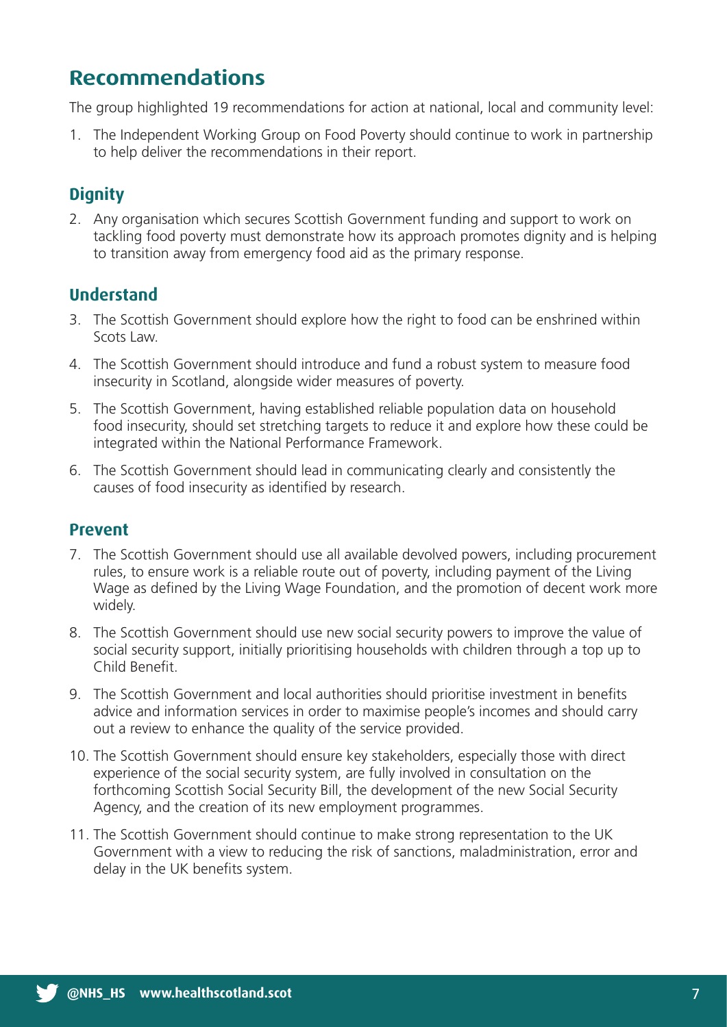## Recommendations

The group highlighted 19 recommendations for action at national, local and community level:

1. The Independent Working Group on Food Poverty should continue to work in partnership to help deliver the recommendations in their report.

### Dignity

2. Any organisation which secures Scottish Government funding and support to work on tackling food poverty must demonstrate how its approach promotes dignity and is helping to transition away from emergency food aid as the primary response.

### Understand

3. The Scottish Government should explore how the right to food can be enshrined within Scots Law.
4. The Scottish Government should introduce and fund a robust system to measure food insecurity in Scotland, alongside wider measures of poverty.
5. The Scottish Government, having established reliable population data on household food insecurity, should set stretching targets to reduce it and explore how these could be integrated within the National Performance Framework.
6. The Scottish Government should lead in communicating clearly and consistently the causes of food insecurity as identified by research.

### Prevent

7. The Scottish Government should use all available devolved powers, including procurement rules, to ensure work is a reliable route out of poverty, including payment of the Living Wage as defined by the Living Wage Foundation, and the promotion of decent work more widely.
8. The Scottish Government should use new social security powers to improve the value of social security support, initially prioritising households with children through a top up to Child Benefit.
9. The Scottish Government and local authorities should prioritise investment in benefits advice and information services in order to maximise people's incomes and should carry out a review to enhance the quality of the service provided.
10. The Scottish Government should ensure key stakeholders, especially those with direct experience of the social security system, are fully involved in consultation on the forthcoming Scottish Social Security Bill, the development of the new Social Security Agency, and the creation of its new employment programmes.
11. The Scottish Government should continue to make strong representation to the UK Government with a view to reducing the risk of sanctions, maladministration, error and delay in the UK benefits system.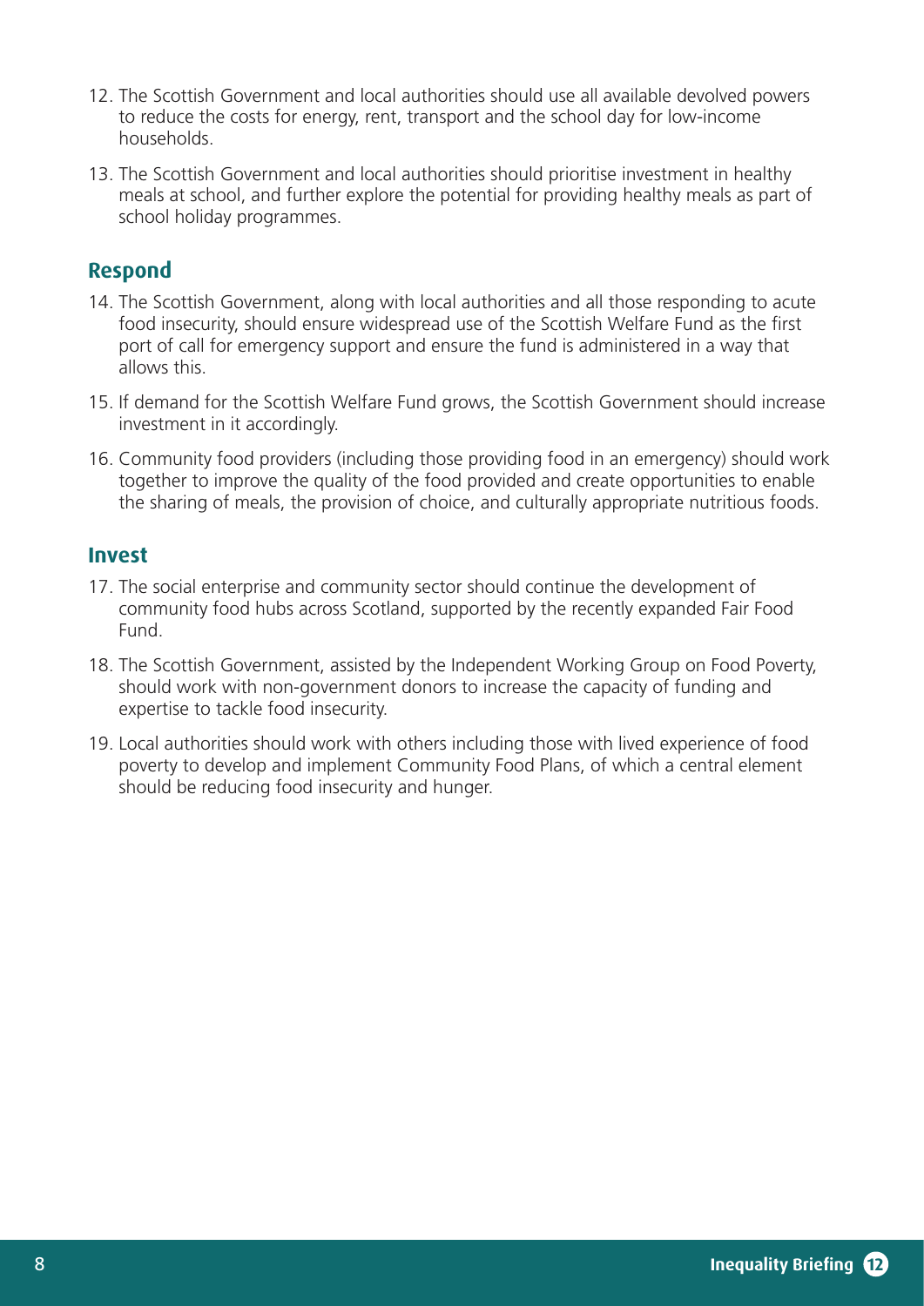12. The Scottish Government and local authorities should use all available devolved powers to reduce the costs for energy, rent, transport and the school day for low-income households.

13. The Scottish Government and local authorities should prioritise investment in healthy meals at school, and further explore the potential for providing healthy meals as part of school holiday programmes.

## Respond

14. The Scottish Government, along with local authorities and all those responding to acute food insecurity, should ensure widespread use of the Scottish Welfare Fund as the first port of call for emergency support and ensure the fund is administered in a way that allows this.

15. If demand for the Scottish Welfare Fund grows, the Scottish Government should increase investment in it accordingly.

16. Community food providers (including those providing food in an emergency) should work together to improve the quality of the food provided and create opportunities to enable the sharing of meals, the provision of choice, and culturally appropriate nutritious foods.

## Invest

17. The social enterprise and community sector should continue the development of community food hubs across Scotland, supported by the recently expanded Fair Food Fund.

18. The Scottish Government, assisted by the Independent Working Group on Food Poverty, should work with non-government donors to increase the capacity of funding and expertise to tackle food insecurity.

19. Local authorities should work with others including those with lived experience of food poverty to develop and implement Community Food Plans, of which a central element should be reducing food insecurity and hunger.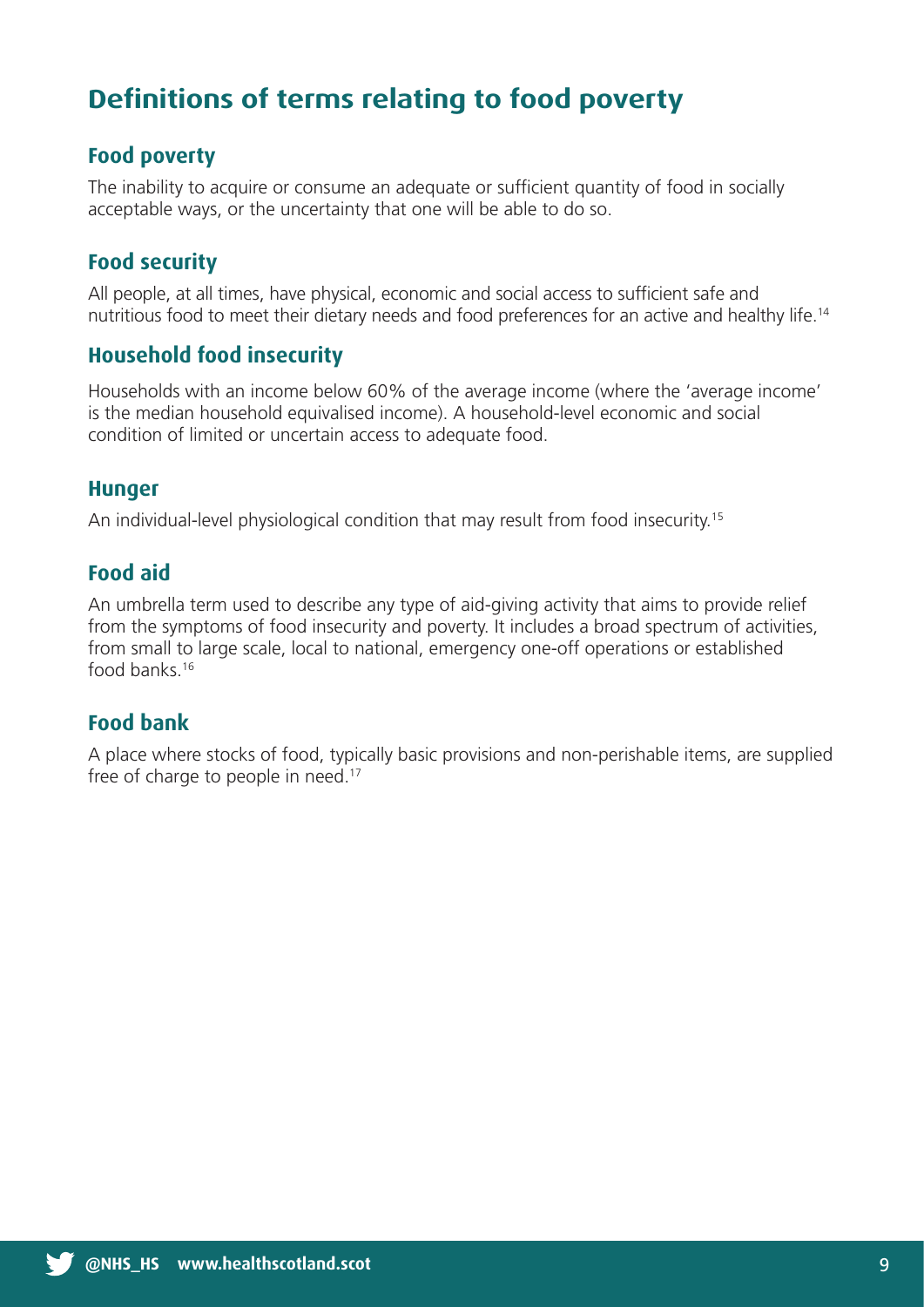# Definitions of terms relating to food poverty

## Food poverty

The inability to acquire or consume an adequate or sufficient quantity of food in socially acceptable ways, or the uncertainty that one will be able to do so.

## Food security

All people, at all times, have physical, economic and social access to sufficient safe and nutritious food to meet their dietary needs and food preferences for an active and healthy life.[14]

## Household food insecurity

Households with an income below 60% of the average income (where the 'average income' is the median household equivalised income). A household-level economic and social condition of limited or uncertain access to adequate food.

## Hunger

An individual-level physiological condition that may result from food insecurity.[15]

## Food aid

An umbrella term used to describe any type of aid-giving activity that aims to provide relief from the symptoms of food insecurity and poverty. It includes a broad spectrum of activities, from small to large scale, local to national, emergency one-off operations or established food banks.[16]

## Food bank

A place where stocks of food, typically basic provisions and non-perishable items, are supplied free of charge to people in need.[17]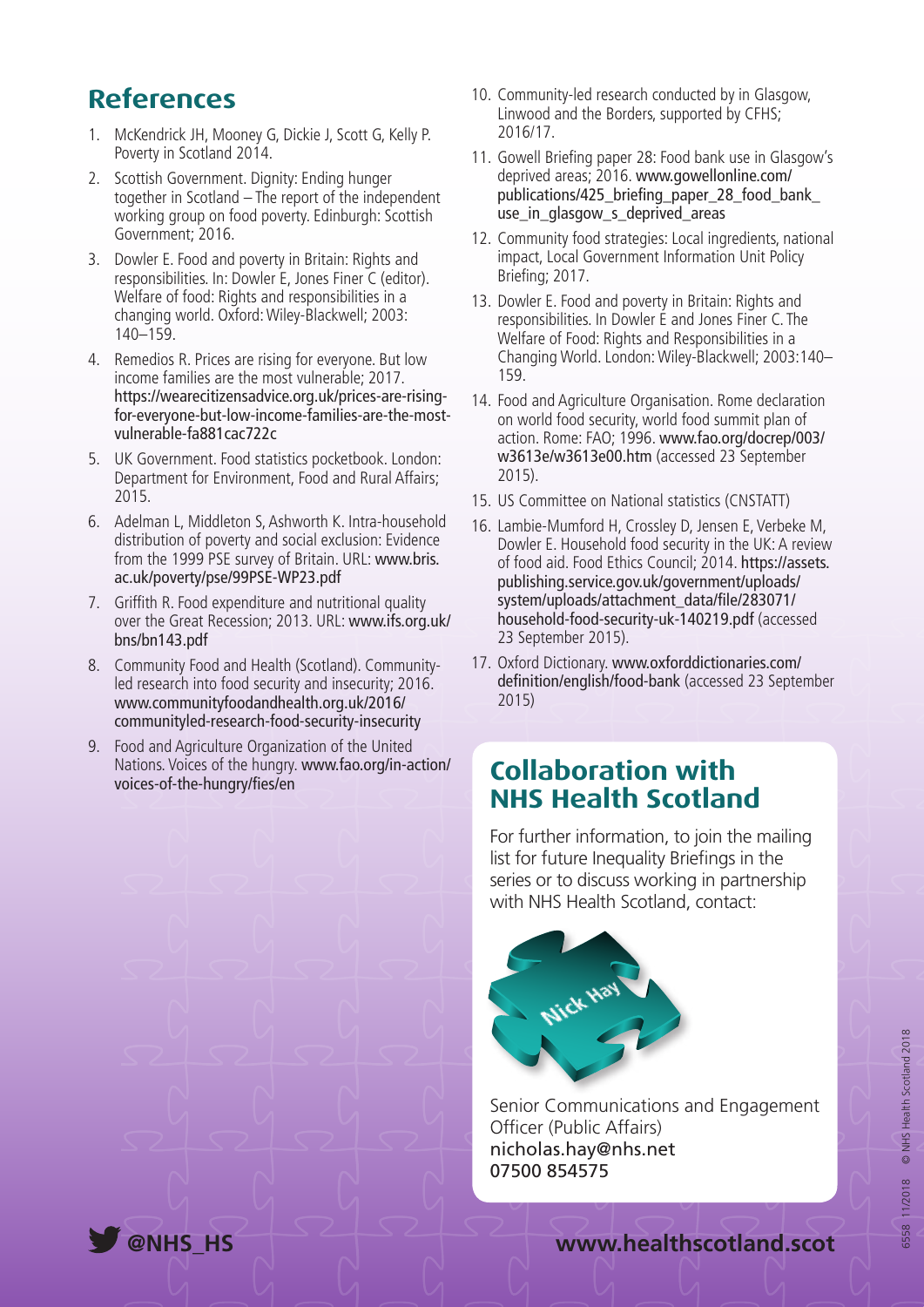## References

1. McKendrick JH, Mooney G, Dickie J, Scott G, Kelly P. Poverty in Scotland 2014.
2. Scottish Government. Dignity: Ending hunger together in Scotland – The report of the independent working group on food poverty. Edinburgh: Scottish Government; 2016.
3. Dowler E. Food and poverty in Britain: Rights and responsibilities. In: Dowler E, Jones Finer C (editor). Welfare of food: Rights and responsibilities in a changing world. Oxford: Wiley-Blackwell; 2003: 140–159.
4. Remedios R. Prices are rising for everyone. But low income families are the most vulnerable; 2017. https://wearecitizensadvice.org.uk/prices-are-rising-for-everyone-but-low-income-families-are-the-most-vulnerable-fa881cac722c
5. UK Government. Food statistics pocketbook. London: Department for Environment, Food and Rural Affairs; 2015.
6. Adelman L, Middleton S, Ashworth K. Intra-household distribution of poverty and social exclusion: Evidence from the 1999 PSE survey of Britain. URL: www.bris.ac.uk/poverty/pse/99PSE-WP23.pdf
7. Griffith R. Food expenditure and nutritional quality over the Great Recession; 2013. URL: www.ifs.org.uk/bns/bn143.pdf
8. Community Food and Health (Scotland). Community-led research into food security and insecurity; 2016. www.communityfoodandhealth.org.uk/2016/communityled-research-food-security-insecurity
9. Food and Agriculture Organization of the United Nations. Voices of the hungry. www.fao.org/in-action/voices-of-the-hungry/fies/en
10. Community-led research conducted by in Glasgow, Linwood and the Borders, supported by CFHS; 2016/17.
11. Gowell Briefing paper 28: Food bank use in Glasgow's deprived areas; 2016. www.gowellonline.com/publications/425_briefing_paper_28_food_bank_use_in_glasgow_s_deprived_areas
12. Community food strategies: Local ingredients, national impact, Local Government Information Unit Policy Briefing; 2017.
13. Dowler E. Food and poverty in Britain: Rights and responsibilities. In Dowler E and Jones Finer C. The Welfare of Food: Rights and Responsibilities in a Changing World. London: Wiley-Blackwell; 2003:140–159.
14. Food and Agriculture Organisation. Rome declaration on world food security, world food summit plan of action. Rome: FAO; 1996. www.fao.org/docrep/003/w3613e/w3613e00.htm (accessed 23 September 2015).
15. US Committee on National statistics (CNSTATT)
16. Lambie-Mumford H, Crossley D, Jensen E, Verbeke M, Dowler E. Household food security in the UK: A review of food aid. Food Ethics Council; 2014. https://assets.publishing.service.gov.uk/government/uploads/system/uploads/attachment_data/file/283071/household-food-security-uk-140219.pdf (accessed 23 September 2015).
17. Oxford Dictionary. www.oxforddictionaries.com/definition/english/food-bank (accessed 23 September 2015)

## Collaboration with NHS Health Scotland

For further information, to join the mailing list for future Inequality Briefings in the series or to discuss working in partnership with NHS Health Scotland, contact:

Nick Hay

Senior Communications and Engagement Officer (Public Affairs)
nicholas.hay@nhs.net
07500 854575

@NHS_HS

www.healthscotland.scot

6558 11/2018 © NHS Health Scotland 2018